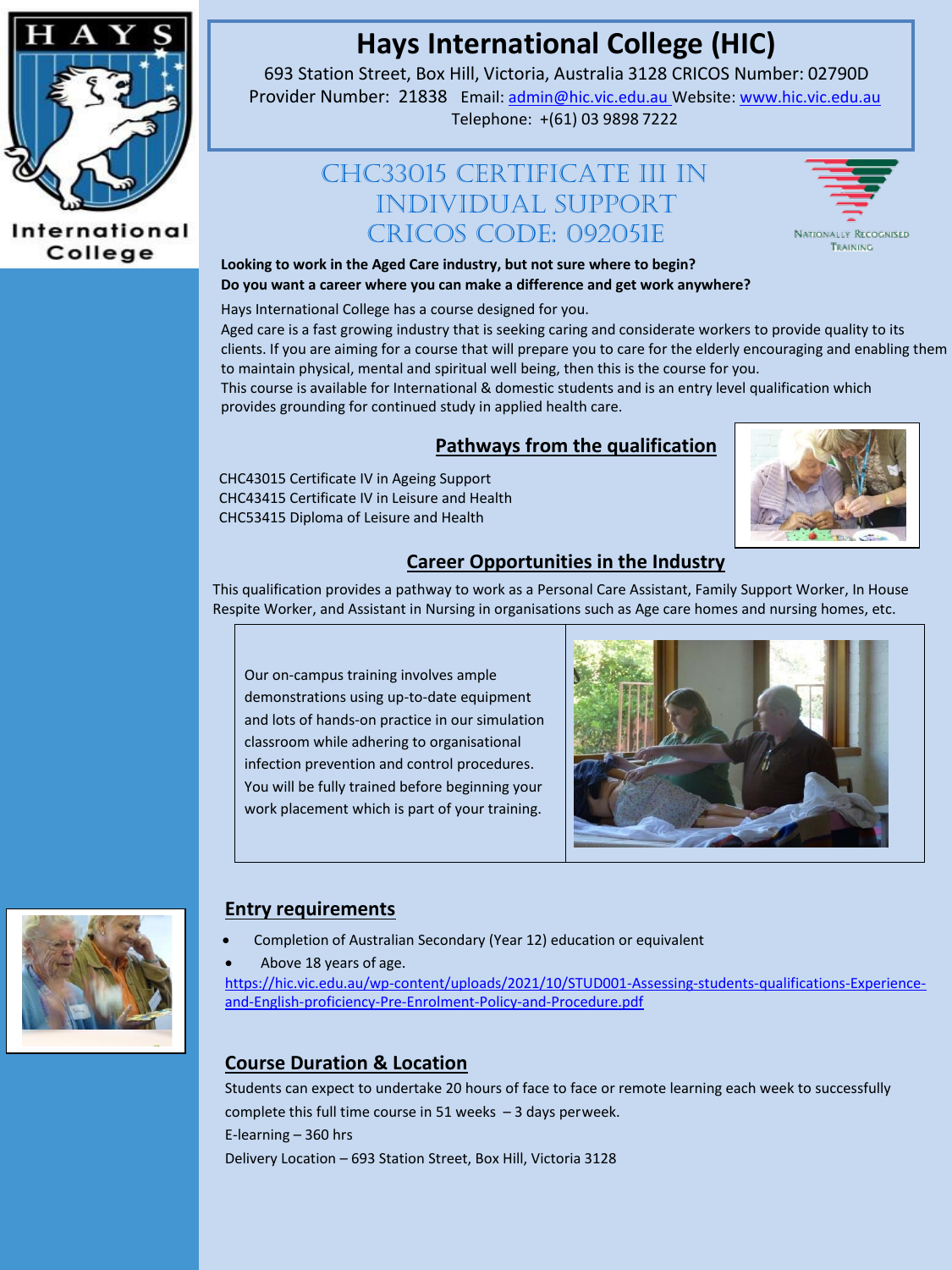# Hays International College (HIC)

693 Station Street, Box Hill, Victoria, Australia 3128 CRICOS Number: 02790D
Provider Number: 21838 Email: admin@hic.vic.edu.au Website: www.hic.vic.edu.au
Telephone: +(61) 03 9898 7222

## CHC33015 Certificate III in Individual Support CRICOS CODE: 092051E

**Looking to work in the Aged Care industry, but not sure where to begin?**
**Do you want a career where you can make a difference and get work anywhere?**

Hays International College has a course designed for you.
Aged care is a fast growing industry that is seeking caring and considerate workers to provide quality to its clients. If you are aiming for a course that will prepare you to care for the elderly encouraging and enabling them to maintain physical, mental and spiritual well being, then this is the course for you.
This course is available for International & domestic students and is an entry level qualification which provides grounding for continued study in applied health care.

## Pathways from the qualification

CHC43015 Certificate IV in Ageing Support
CHC43415 Certificate IV in Leisure and Health
CHC53415 Diploma of Leisure and Health

## Career Opportunities in the Industry

This qualification provides a pathway to work as a Personal Care Assistant, Family Support Worker, In House Respite Worker, and Assistant in Nursing in organisations such as Age care homes and nursing homes, etc.

Our on-campus training involves ample demonstrations using up-to-date equipment and lots of hands-on practice in our simulation classroom while adhering to organisational infection prevention and control procedures. You will be fully trained before beginning your work placement which is part of your training.

## Entry requirements

- Completion of Australian Secondary (Year 12) education or equivalent
- Above 18 years of age.

https://hic.vic.edu.au/wp-content/uploads/2021/10/STUD001-Assessing-students-qualifications-Experience-and-English-proficiency-Pre-Enrolment-Policy-and-Procedure.pdf

## Course Duration & Location

Students can expect to undertake 20 hours of face to face or remote learning each week to successfully complete this full time course in 51 weeks – 3 days perweek.
E-learning – 360 hrs
Delivery Location – 693 Station Street, Box Hill, Victoria 3128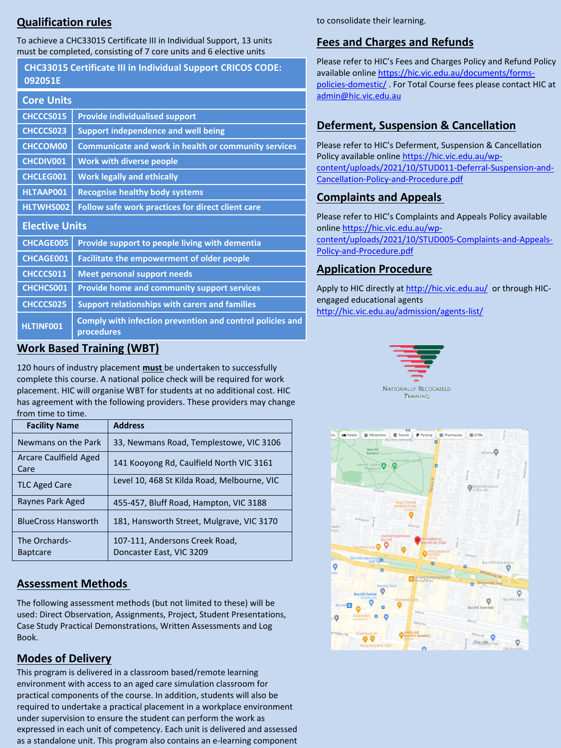## Qualification rules

To achieve a CHC33015 Certificate III in Individual Support, 13 units must be completed, consisting of 7 core units and 6 elective units

| CHC33015 Certificate III in Individual Support CRICOS CODE: 092051E | |
|---|---|
| **Core Units** | |
| CHCCCS015 | Provide individualised support |
| CHCCCS023 | Support independence and well being |
| CHCCOM00 | Communicate and work in health or community services |
| CHCDIV001 | Work with diverse people |
| CHCLEG001 | Work legally and ethically |
| HLTAAP001 | Recognise healthy body systems |
| HLTWHS002 | Follow safe work practices for direct client care |
| **Elective Units** | |
| CHCAGE005 | Provide support to people living with dementia |
| CHCAGE001 | Facilitate the empowerment of older people |
| CHCCCS011 | Meet personal support needs |
| CHCHCS001 | Provide home and community support services |
| CHCCCS025 | Support relationships with carers and families |
| HLTINF001 | Comply with infection prevention and control policies and procedures |

## Work Based Training (WBT)

120 hours of industry placement **must** be undertaken to successfully complete this course. A national police check will be required for work placement. HIC will organise WBT for students at no additional cost. HIC has agreement with the following providers. These providers may change from time to time.

| Facility Name | Address |
|---|---|
| Newmans on the Park | 33, Newmans Road, Templestowe, VIC 3106 |
| Arcare Caulfield Aged Care | 141 Kooyong Rd, Caulfield North VIC 3161 |
| TLC Aged Care | Level 10, 468 St Kilda Road, Melbourne, VIC |
| Raynes Park Aged | 455-457, Bluff Road, Hampton, VIC 3188 |
| BlueCross Hansworth | 181, Hansworth Street, Mulgrave, VIC 3170 |
| The Orchards-Baptcare | 107-111, Andersons Creek Road, Doncaster East, VIC 3209 |

## Assessment Methods

The following assessment methods (but not limited to these) will be used: Direct Observation, Assignments, Project, Student Presentations, Case Study Practical Demonstrations, Written Assessments and Log Book.

## Modes of Delivery

This program is delivered in a classroom based/remote learning environment with access to an aged care simulation classroom for practical components of the course. In addition, students will also be required to undertake a practical placement in a workplace environment under supervision to ensure the student can perform the work as expressed in each unit of competency. Each unit is delivered and assessed as a standalone unit. This program also contains an e-learning component to consolidate their learning.

## Fees and Charges and Refunds

Please refer to HIC's Fees and Charges Policy and Refund Policy available online https://hic.vic.edu.au/documents/forms-policies-domestic/ . For Total Course fees please contact HIC at admin@hic.vic.edu.au

## Deferment, Suspension & Cancellation

Please refer to HIC's Deferment, Suspension & Cancellation Policy available online https://hic.vic.edu.au/wp-content/uploads/2021/10/STUD011-Deferral-Suspension-and-Cancellation-Policy-and-Procedure.pdf

## Complaints and Appeals

Please refer to HIC's Complaints and Appeals Policy available online https://hic.vic.edu.au/wp-content/uploads/2021/10/STUD005-Complaints-and-Appeals-Policy-and-Procedure.pdf

## Application Procedure

Apply to HIC directly at http://hic.vic.edu.au/ or through HIC-engaged educational agents http://hic.vic.edu.au/admission/agents-list/

Nationally Recognised Training